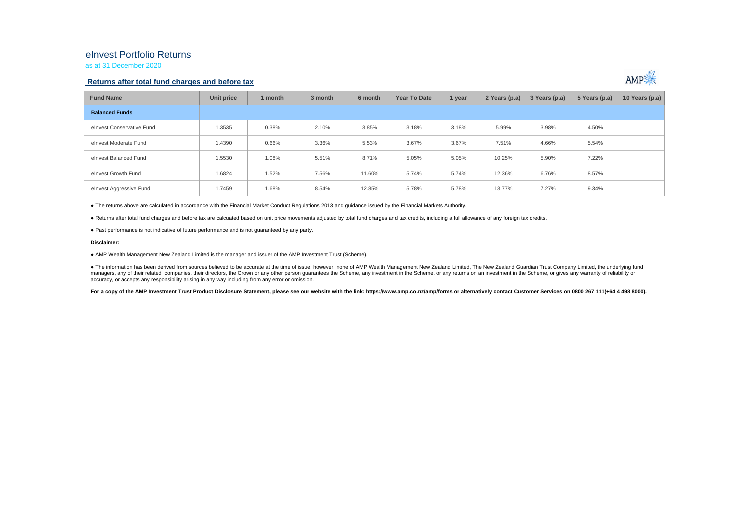# eInvest Portfolio Returns

as at 31 December 2020

## Returns after total fund charges and before tax

| Fund Name | Unit price | 1 month | 3 month | 6 month | Year To Date | 1 year | 2 Years (p.a) | 3 Years (p.a) | 5 Years (p.a) | 10 Years (p.a) |
|---|---|---|---|---|---|---|---|---|---|---|
| **Balanced Funds** | | | | | | | | | | |
| eInvest Conservative Fund | 1.3535 | 0.38% | 2.10% | 3.85% | 3.18% | 3.18% | 5.99% | 3.98% | 4.50% | |
| eInvest Moderate Fund | 1.4390 | 0.66% | 3.36% | 5.53% | 3.67% | 3.67% | 7.51% | 4.66% | 5.54% | |
| eInvest Balanced Fund | 1.5530 | 1.08% | 5.51% | 8.71% | 5.05% | 5.05% | 10.25% | 5.90% | 7.22% | |
| eInvest Growth Fund | 1.6824 | 1.52% | 7.56% | 11.60% | 5.74% | 5.74% | 12.36% | 6.76% | 8.57% | |
| eInvest Aggressive Fund | 1.7459 | 1.68% | 8.54% | 12.85% | 5.78% | 5.78% | 13.77% | 7.27% | 9.34% | |

● The returns above are calculated in accordance with the Financial Market Conduct Regulations 2013 and guidance issued by the Financial Markets Authority.

● Returns after total fund charges and before tax are calcuated based on unit price movements adjusted by total fund charges and tax credits, including a full allowance of any foreign tax credits.

● Past performance is not indicative of future performance and is not guaranteed by any party.

**Disclaimer:**

● AMP Wealth Management New Zealand Limited is the manager and issuer of the AMP Investment Trust (Scheme).

● The information has been derived from sources believed to be accurate at the time of issue, however, none of AMP Wealth Management New Zealand Limited, The New Zealand Guardian Trust Company Limited, the underlying fund managers, any of their related companies, their directors, the Crown or any other person guarantees the Scheme, any investment in the Scheme, or any returns on an investment in the Scheme, or gives any warranty of reliability or accuracy, or accepts any responsibility arising in any way including from any error or omission.

**For a copy of the AMP Investment Trust Product Disclosure Statement, please see our website with the link: https://www.amp.co.nz/amp/forms or alternatively contact Customer Services on 0800 267 111(+64 4 498 8000).**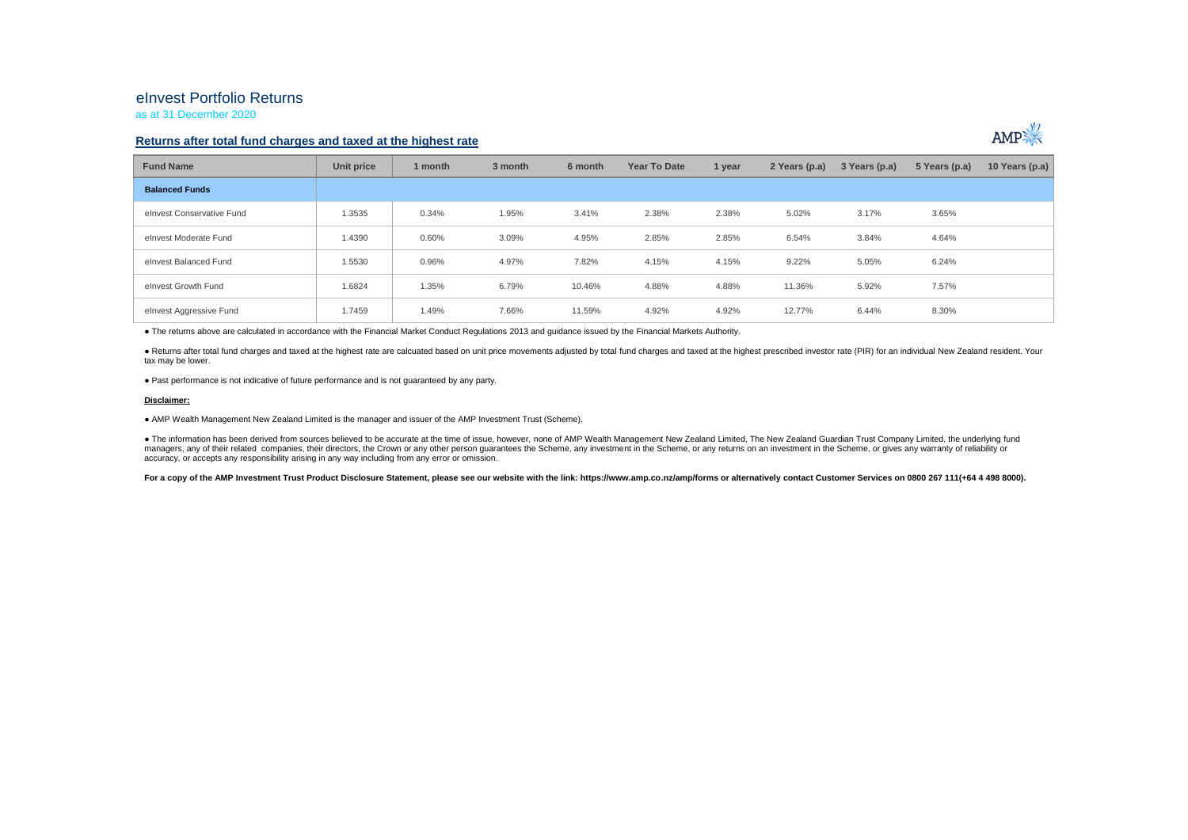# eInvest Portfolio Returns

as at 31 December 2020

## Returns after total fund charges and taxed at the highest rate

| Fund Name | Unit price | 1 month | 3 month | 6 month | Year To Date | 1 year | 2 Years (p.a) | 3 Years (p.a) | 5 Years (p.a) | 10 Years (p.a) |
|---|---|---|---|---|---|---|---|---|---|---|
| **Balanced Funds** | | | | | | | | | | |
| eInvest Conservative Fund | 1.3535 | 0.34% | 1.95% | 3.41% | 2.38% | 2.38% | 5.02% | 3.17% | 3.65% | |
| eInvest Moderate Fund | 1.4390 | 0.60% | 3.09% | 4.95% | 2.85% | 2.85% | 6.54% | 3.84% | 4.64% | |
| eInvest Balanced Fund | 1.5530 | 0.96% | 4.97% | 7.82% | 4.15% | 4.15% | 9.22% | 5.05% | 6.24% | |
| eInvest Growth Fund | 1.6824 | 1.35% | 6.79% | 10.46% | 4.88% | 4.88% | 11.36% | 5.92% | 7.57% | |
| eInvest Aggressive Fund | 1.7459 | 1.49% | 7.66% | 11.59% | 4.92% | 4.92% | 12.77% | 6.44% | 8.30% | |

- The returns above are calculated in accordance with the Financial Market Conduct Regulations 2013 and guidance issued by the Financial Markets Authority.

- Returns after total fund charges and taxed at the highest rate are calcuated based on unit price movements adjusted by total fund charges and taxed at the highest prescribed investor rate (PIR) for an individual New Zealand resident. Your tax may be lower.

- Past performance is not indicative of future performance and is not guaranteed by any party.

**Disclaimer:**

- AMP Wealth Management New Zealand Limited is the manager and issuer of the AMP Investment Trust (Scheme).

- The information has been derived from sources believed to be accurate at the time of issue, however, none of AMP Wealth Management New Zealand Limited, The New Zealand Guardian Trust Company Limited, the underlying fund managers, any of their related companies, their directors, the Crown or any other person guarantees the Scheme, any investment in the Scheme, or any returns on an investment in the Scheme, or gives any warranty of reliability or accuracy, or accepts any responsibility arising in any way including from any error or omission.

**For a copy of the AMP Investment Trust Product Disclosure Statement, please see our website with the link: https://www.amp.co.nz/amp/forms or alternatively contact Customer Services on 0800 267 111(+64 4 498 8000).**